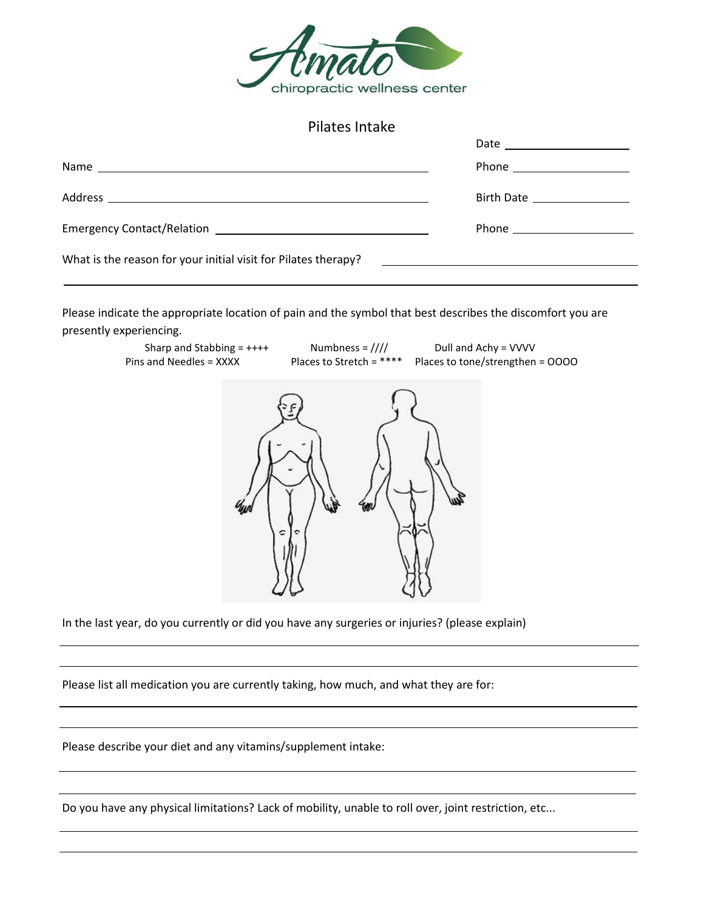Amato
chiropractic wellness center

# Pilates Intake

Date ____________________

Name ____________________________________________ Phone ____________________

Address __________________________________________ Birth Date ________________

Emergency Contact/Relation ___________________________ Phone ____________________

What is the reason for your initial visit for Pilates therapy? ______________________________

______________________________________________________________________________

Please indicate the appropriate location of pain and the symbol that best describes the discomfort you are presently experiencing.

Sharp and Stabbing = ++++ | Numbness = //// | Dull and Achy = VVVV
Pins and Needles = XXXX | Places to Stretch = **** | Places to tone/strengthen = OOOO

In the last year, do you currently or did you have any surgeries or injuries? (please explain)

______________________________________________________________________________

______________________________________________________________________________

Please list all medication you are currently taking, how much, and what they are for:

______________________________________________________________________________

______________________________________________________________________________

Please describe your diet and any vitamins/supplement intake:

______________________________________________________________________________

______________________________________________________________________________

Do you have any physical limitations? Lack of mobility, unable to roll over, joint restriction, etc...

______________________________________________________________________________

______________________________________________________________________________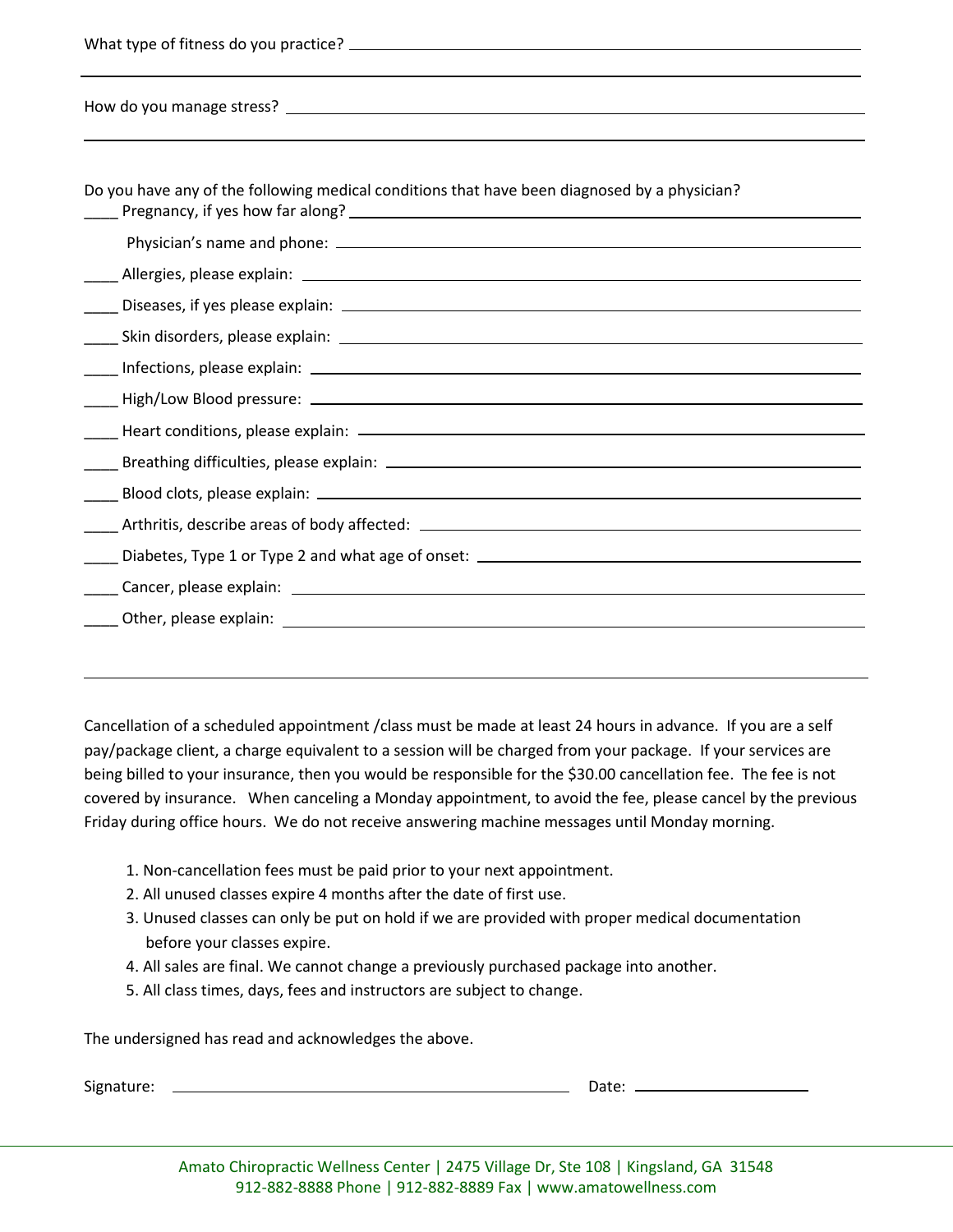What type of fitness do you practice? ______________________________________________

______________________________________________________________________________

How do you manage stress? ______________________________________________________

______________________________________________________________________________

Do you have any of the following medical conditions that have been diagnosed by a physician?

____ Pregnancy, if yes how far along? ___________________________________________

Physician's name and phone: ___________________________________________________

____ Allergies, please explain: ___________________________________________________

____ Diseases, if yes please explain: ______________________________________________

____ Skin disorders, please explain: ______________________________________________

____ Infections, please explain: _________________________________________________

____ High/Low Blood pressure: __________________________________________________

____ Heart conditions, please explain: ____________________________________________

____ Breathing difficulties, please explain: ________________________________________

____ Blood clots, please explain: ________________________________________________

____ Arthritis, describe areas of body affected: _____________________________________

____ Diabetes, Type 1 or Type 2 and what age of onset: ______________________________

____ Cancer, please explain: ____________________________________________________

____ Other, please explain: _____________________________________________________

---

Cancellation of a scheduled appointment /class must be made at least 24 hours in advance. If you are a self pay/package client, a charge equivalent to a session will be charged from your package. If your services are being billed to your insurance, then you would be responsible for the $30.00 cancellation fee. The fee is not covered by insurance. When canceling a Monday appointment, to avoid the fee, please cancel by the previous Friday during office hours. We do not receive answering machine messages until Monday morning.

1. Non-cancellation fees must be paid prior to your next appointment.
2. All unused classes expire 4 months after the date of first use.
3. Unused classes can only be put on hold if we are provided with proper medical documentation before your classes expire.
4. All sales are final. We cannot change a previously purchased package into another.
5. All class times, days, fees and instructors are subject to change.

The undersigned has read and acknowledges the above.

Signature: ______________________________ Date: ____________________

Amato Chiropractic Wellness Center | 2475 Village Dr, Ste 108 | Kingsland, GA 31548
912-882-8888 Phone | 912-882-8889 Fax | www.amatowellness.com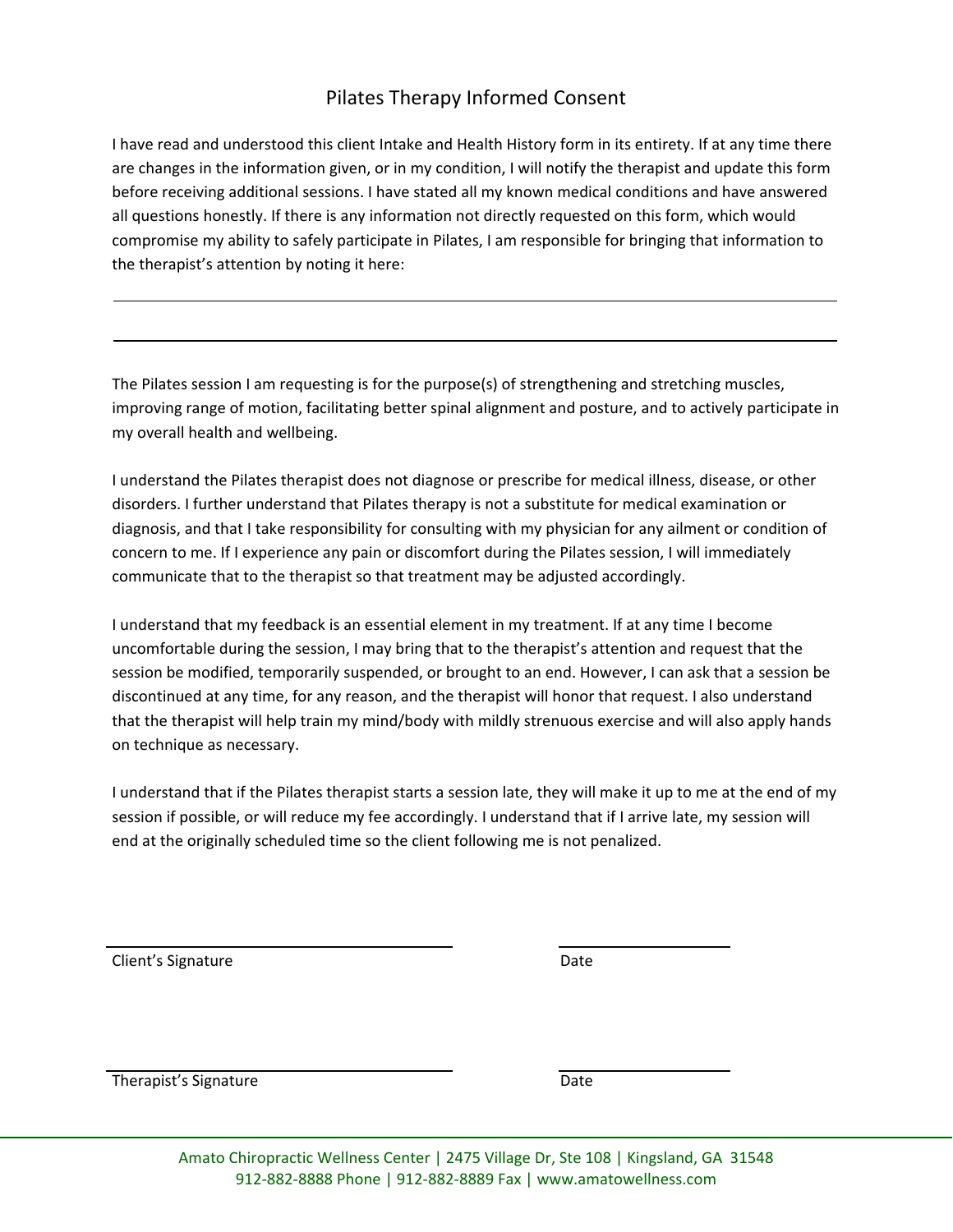# Pilates Therapy Informed Consent

I have read and understood this client Intake and Health History form in its entirety. If at any time there are changes in the information given, or in my condition, I will notify the therapist and update this form before receiving additional sessions. I have stated all my known medical conditions and have answered all questions honestly. If there is any information not directly requested on this form, which would compromise my ability to safely participate in Pilates, I am responsible for bringing that information to the therapist's attention by noting it here:

\_\_\_\_\_\_\_\_\_\_\_\_\_\_\_\_\_\_\_\_\_\_\_\_\_\_\_\_\_\_\_\_\_\_\_\_\_\_\_\_\_\_\_\_\_\_\_\_\_\_\_\_\_\_\_\_\_\_\_\_

\_\_\_\_\_\_\_\_\_\_\_\_\_\_\_\_\_\_\_\_\_\_\_\_\_\_\_\_\_\_\_\_\_\_\_\_\_\_\_\_\_\_\_\_\_\_\_\_\_\_\_\_\_\_\_\_\_\_\_\_

The Pilates session I am requesting is for the purpose(s) of strengthening and stretching muscles, improving range of motion, facilitating better spinal alignment and posture, and to actively participate in my overall health and wellbeing.

I understand the Pilates therapist does not diagnose or prescribe for medical illness, disease, or other disorders. I further understand that Pilates therapy is not a substitute for medical examination or diagnosis, and that I take responsibility for consulting with my physician for any ailment or condition of concern to me. If I experience any pain or discomfort during the Pilates session, I will immediately communicate that to the therapist so that treatment may be adjusted accordingly.

I understand that my feedback is an essential element in my treatment. If at any time I become uncomfortable during the session, I may bring that to the therapist's attention and request that the session be modified, temporarily suspended, or brought to an end. However, I can ask that a session be discontinued at any time, for any reason, and the therapist will honor that request. I also understand that the therapist will help train my mind/body with mildly strenuous exercise and will also apply hands on technique as necessary.

I understand that if the Pilates therapist starts a session late, they will make it up to me at the end of my session if possible, or will reduce my fee accordingly. I understand that if I arrive late, my session will end at the originally scheduled time so the client following me is not penalized.

\_\_\_\_\_\_\_\_\_\_\_\_\_\_\_\_\_\_\_\_\_\_\_\_\_\_\_\_\_\_ \_\_\_\_\_\_\_\_\_\_\_\_\_\_\_\_

Client's Signature Date

\_\_\_\_\_\_\_\_\_\_\_\_\_\_\_\_\_\_\_\_\_\_\_\_\_\_\_\_\_\_ \_\_\_\_\_\_\_\_\_\_\_\_\_\_\_\_

Therapist's Signature Date

Amato Chiropractic Wellness Center | 2475 Village Dr, Ste 108 | Kingsland, GA 31548
912-882-8888 Phone | 912-882-8889 Fax | www.amatowellness.com